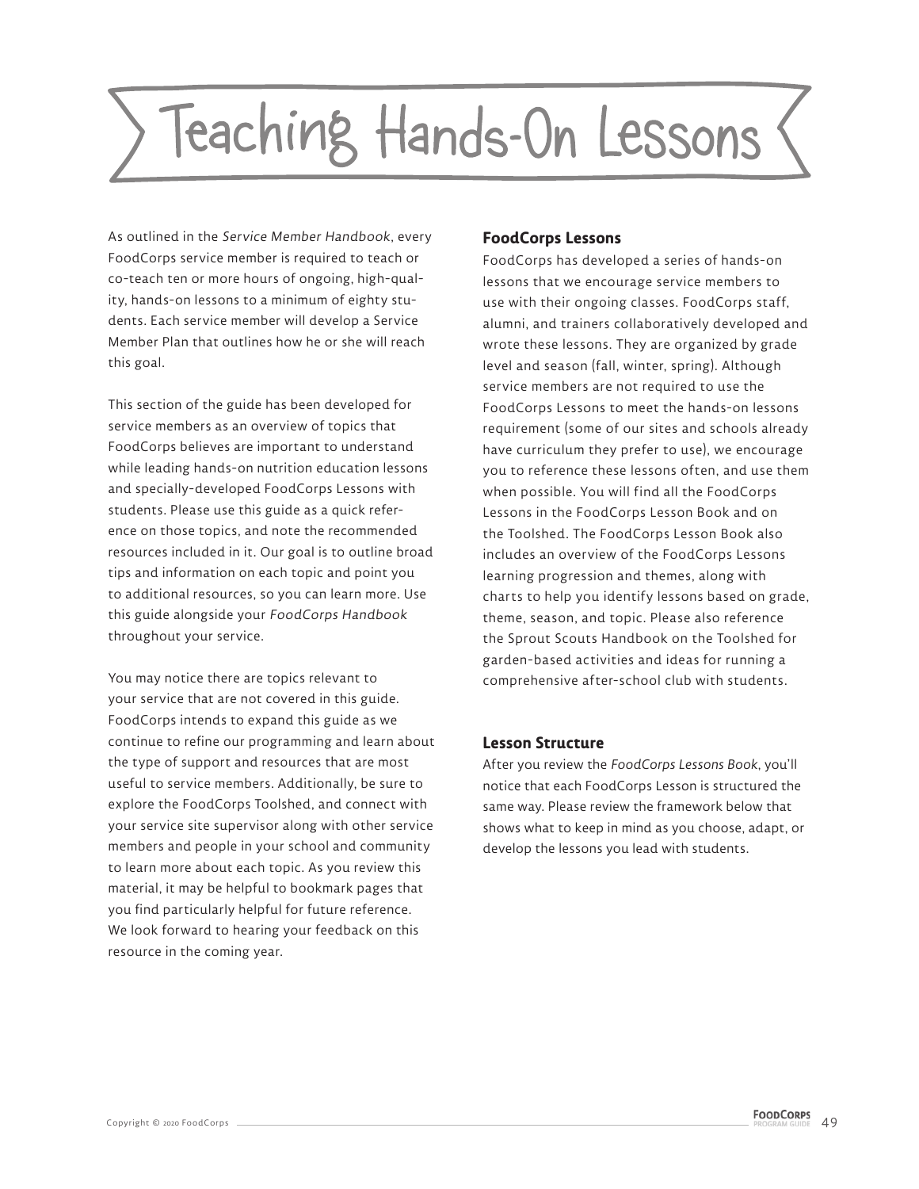# Teaching Hands-On Lessons

As outlined in the *Service Member Handbook*, every FoodCorps service member is required to teach or co-teach ten or more hours of ongoing, high-quality, hands-on lessons to a minimum of eighty students. Each service member will develop a Service Member Plan that outlines how he or she will reach this goal.

This section of the guide has been developed for service members as an overview of topics that FoodCorps believes are important to understand while leading hands-on nutrition education lessons and specially-developed FoodCorps Lessons with students. Please use this guide as a quick reference on those topics, and note the recommended resources included in it. Our goal is to outline broad tips and information on each topic and point you to additional resources, so you can learn more. Use this guide alongside your *FoodCorps Handbook* throughout your service.

You may notice there are topics relevant to your service that are not covered in this guide. FoodCorps intends to expand this guide as we continue to refine our programming and learn about the type of support and resources that are most useful to service members. Additionally, be sure to explore the FoodCorps Toolshed, and connect with your service site supervisor along with other service members and people in your school and community to learn more about each topic. As you review this material, it may be helpful to bookmark pages that you find particularly helpful for future reference. We look forward to hearing your feedback on this resource in the coming year.

### FoodCorps Lessons

FoodCorps has developed a series of hands-on lessons that we encourage service members to use with their ongoing classes. FoodCorps staff, alumni, and trainers collaboratively developed and wrote these lessons. They are organized by grade level and season (fall, winter, spring). Although service members are not required to use the FoodCorps Lessons to meet the hands-on lessons requirement (some of our sites and schools already have curriculum they prefer to use), we encourage you to reference these lessons often, and use them when possible. You will find all the FoodCorps Lessons in the FoodCorps Lesson Book and on the Toolshed. The FoodCorps Lesson Book also includes an overview of the FoodCorps Lessons learning progression and themes, along with charts to help you identify lessons based on grade, theme, season, and topic. Please also reference the Sprout Scouts Handbook on the Toolshed for garden-based activities and ideas for running a comprehensive after-school club with students.

### Lesson Structure

After you review the *FoodCorps Lessons Book*, you'll notice that each FoodCorps Lesson is structured the same way. Please review the framework below that shows what to keep in mind as you choose, adapt, or develop the lessons you lead with students.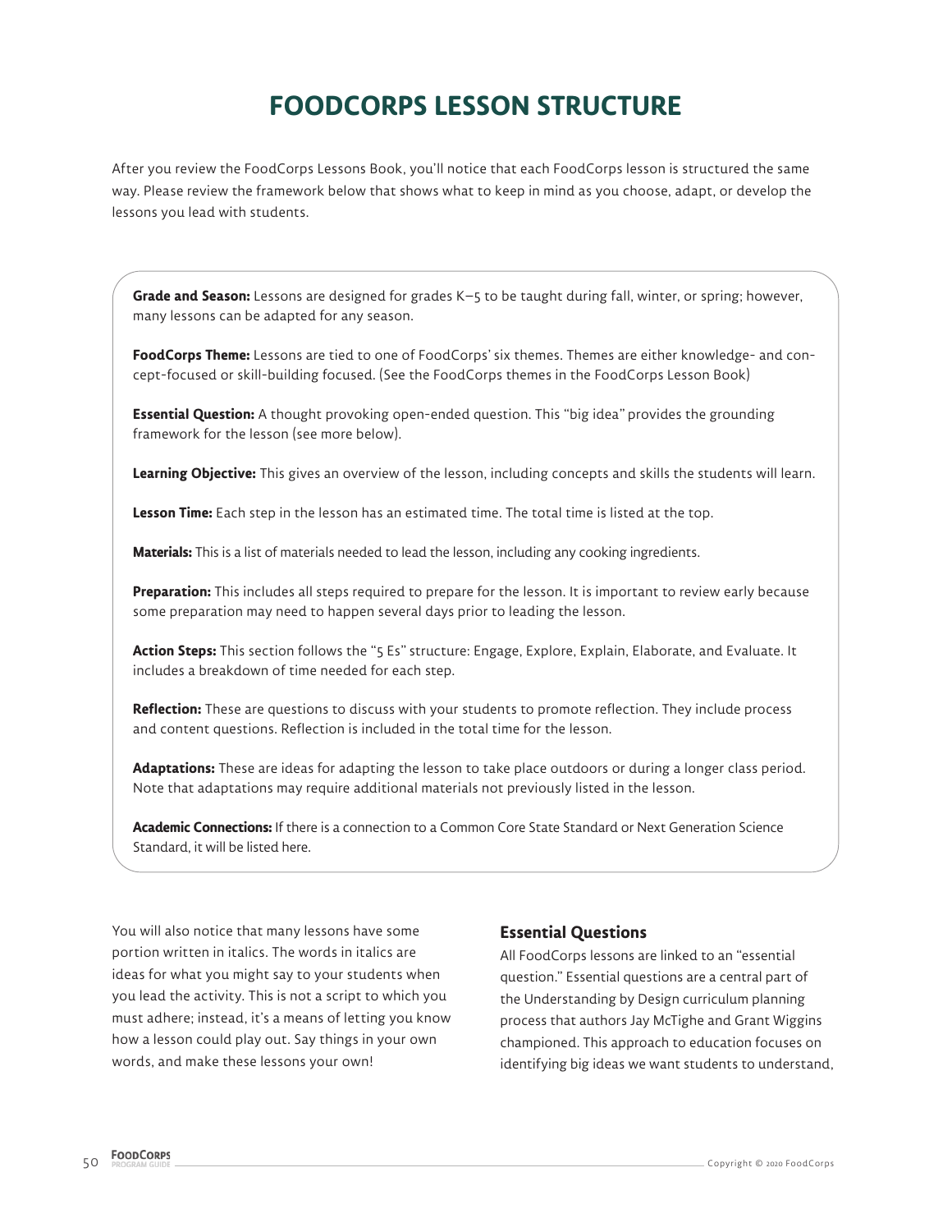# FOODCORPS LESSON STRUCTURE

After you review the FoodCorps Lessons Book, you'll notice that each FoodCorps lesson is structured the same way. Please review the framework below that shows what to keep in mind as you choose, adapt, or develop the lessons you lead with students.

**Grade and Season:** Lessons are designed for grades K–5 to be taught during fall, winter, or spring; however, many lessons can be adapted for any season.

**FoodCorps Theme:** Lessons are tied to one of FoodCorps' six themes. Themes are either knowledge- and concept-focused or skill-building focused. (See the FoodCorps themes in the FoodCorps Lesson Book)

**Essential Question:** A thought provoking open-ended question. This "big idea" provides the grounding framework for the lesson (see more below).

**Learning Objective:** This gives an overview of the lesson, including concepts and skills the students will learn.

**Lesson Time:** Each step in the lesson has an estimated time. The total time is listed at the top.

**Materials:** This is a list of materials needed to lead the lesson, including any cooking ingredients.

**Preparation:** This includes all steps required to prepare for the lesson. It is important to review early because some preparation may need to happen several days prior to leading the lesson.

**Action Steps:** This section follows the "5 Es" structure: Engage, Explore, Explain, Elaborate, and Evaluate. It includes a breakdown of time needed for each step.

**Reflection:** These are questions to discuss with your students to promote reflection. They include process and content questions. Reflection is included in the total time for the lesson.

**Adaptations:** These are ideas for adapting the lesson to take place outdoors or during a longer class period. Note that adaptations may require additional materials not previously listed in the lesson.

**Academic Connections:** If there is a connection to a Common Core State Standard or Next Generation Science Standard, it will be listed here.

You will also notice that many lessons have some portion written in italics. The words in italics are ideas for what you might say to your students when you lead the activity. This is not a script to which you must adhere; instead, it's a means of letting you know how a lesson could play out. Say things in your own words, and make these lessons your own!

## Essential Questions

All FoodCorps lessons are linked to an "essential question." Essential questions are a central part of the Understanding by Design curriculum planning process that authors Jay McTighe and Grant Wiggins championed. This approach to education focuses on identifying big ideas we want students to understand,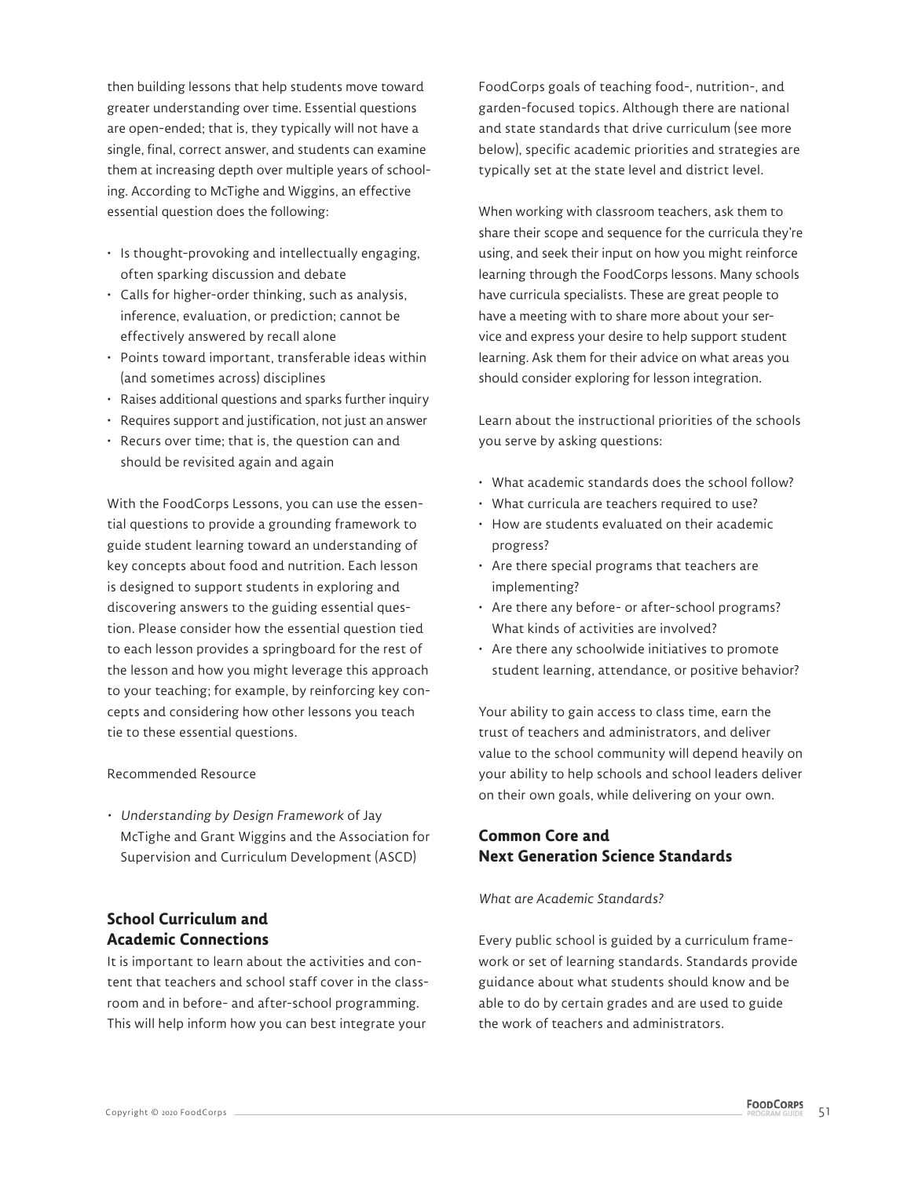then building lessons that help students move toward greater understanding over time. Essential questions are open-ended; that is, they typically will not have a single, final, correct answer, and students can examine them at increasing depth over multiple years of schooling. According to McTighe and Wiggins, an effective essential question does the following:

- Is thought-provoking and intellectually engaging, often sparking discussion and debate
- Calls for higher-order thinking, such as analysis, inference, evaluation, or prediction; cannot be effectively answered by recall alone
- Points toward important, transferable ideas within (and sometimes across) disciplines
- Raises additional questions and sparks further inquiry
- Requires support and justification, not just an answer
- Recurs over time; that is, the question can and should be revisited again and again

With the FoodCorps Lessons, you can use the essential questions to provide a grounding framework to guide student learning toward an understanding of key concepts about food and nutrition. Each lesson is designed to support students in exploring and discovering answers to the guiding essential question. Please consider how the essential question tied to each lesson provides a springboard for the rest of the lesson and how you might leverage this approach to your teaching; for example, by reinforcing key concepts and considering how other lessons you teach tie to these essential questions.

Recommended Resource

- *Understanding by Design Framework* of Jay McTighe and Grant Wiggins and the Association for Supervision and Curriculum Development (ASCD)

## School Curriculum and Academic Connections

It is important to learn about the activities and content that teachers and school staff cover in the classroom and in before- and after-school programming. This will help inform how you can best integrate your FoodCorps goals of teaching food-, nutrition-, and garden-focused topics. Although there are national and state standards that drive curriculum (see more below), specific academic priorities and strategies are typically set at the state level and district level.

When working with classroom teachers, ask them to share their scope and sequence for the curricula they're using, and seek their input on how you might reinforce learning through the FoodCorps lessons. Many schools have curricula specialists. These are great people to have a meeting with to share more about your service and express your desire to help support student learning. Ask them for their advice on what areas you should consider exploring for lesson integration.

Learn about the instructional priorities of the schools you serve by asking questions:

- What academic standards does the school follow?
- What curricula are teachers required to use?
- How are students evaluated on their academic progress?
- Are there special programs that teachers are implementing?
- Are there any before- or after-school programs? What kinds of activities are involved?
- Are there any schoolwide initiatives to promote student learning, attendance, or positive behavior?

Your ability to gain access to class time, earn the trust of teachers and administrators, and deliver value to the school community will depend heavily on your ability to help schools and school leaders deliver on their own goals, while delivering on your own.

## Common Core and Next Generation Science Standards

*What are Academic Standards?*

Every public school is guided by a curriculum framework or set of learning standards. Standards provide guidance about what students should know and be able to do by certain grades and are used to guide the work of teachers and administrators.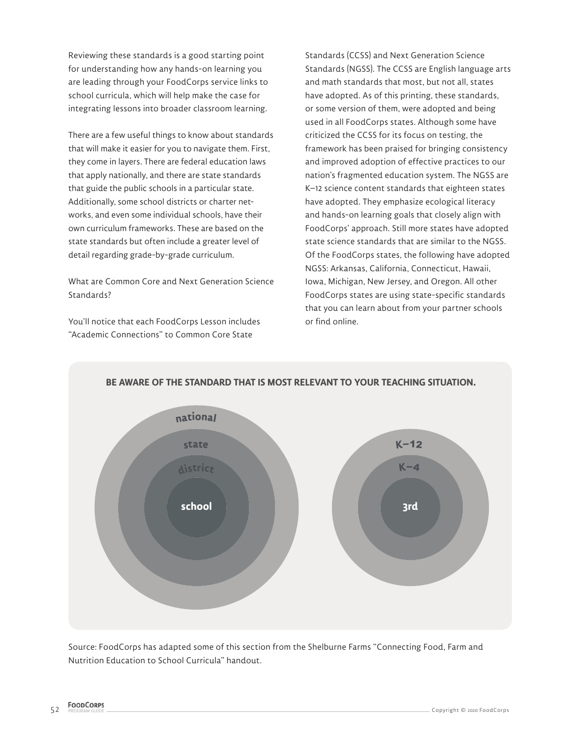Reviewing these standards is a good starting point for understanding how any hands-on learning you are leading through your FoodCorps service links to school curricula, which will help make the case for integrating lessons into broader classroom learning.

There are a few useful things to know about standards that will make it easier for you to navigate them. First, they come in layers. There are federal education laws that apply nationally, and there are state standards that guide the public schools in a particular state. Additionally, some school districts or charter networks, and even some individual schools, have their own curriculum frameworks. These are based on the state standards but often include a greater level of detail regarding grade-by-grade curriculum.

What are Common Core and Next Generation Science Standards?

You'll notice that each FoodCorps Lesson includes "Academic Connections" to Common Core State Standards (CCSS) and Next Generation Science Standards (NGSS). The CCSS are English language arts and math standards that most, but not all, states have adopted. As of this printing, these standards, or some version of them, were adopted and being used in all FoodCorps states. Although some have criticized the CCSS for its focus on testing, the framework has been praised for bringing consistency and improved adoption of effective practices to our nation's fragmented education system. The NGSS are K–12 science content standards that eighteen states have adopted. They emphasize ecological literacy and hands-on learning goals that closely align with FoodCorps' approach. Still more states have adopted state science standards that are similar to the NGSS. Of the FoodCorps states, the following have adopted NGSS: Arkansas, California, Connecticut, Hawaii, Iowa, Michigan, New Jersey, and Oregon. All other FoodCorps states are using state-specific standards that you can learn about from your partner schools or find online.

**BE AWARE OF THE STANDARD THAT IS MOST RELEVANT TO YOUR TEACHING SITUATION.**

national / state / district / school

K–12 / K–4 / 3rd

Source: FoodCorps has adapted some of this section from the Shelburne Farms "Connecting Food, Farm and Nutrition Education to School Curricula" handout.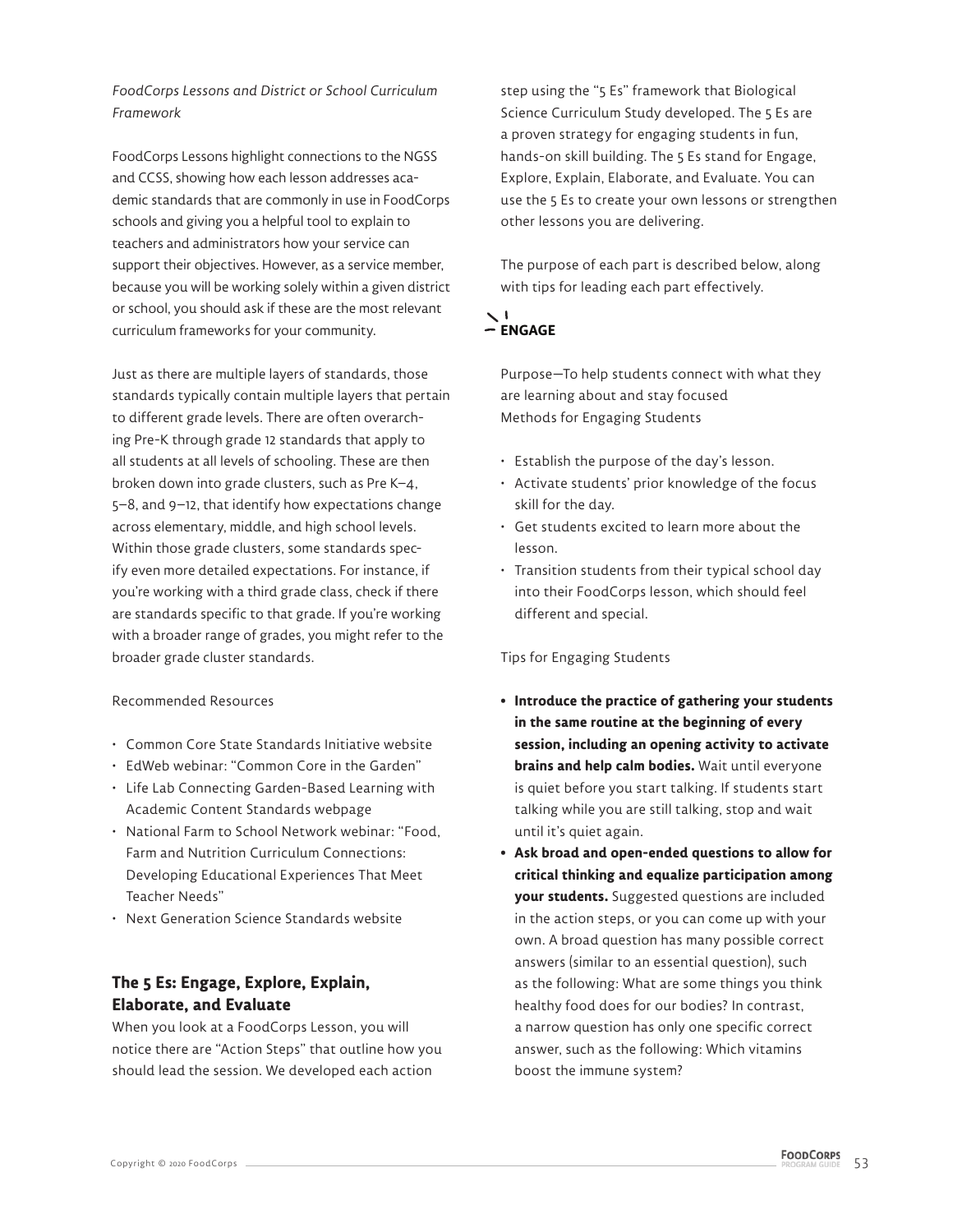*FoodCorps Lessons and District or School Curriculum Framework*

FoodCorps Lessons highlight connections to the NGSS and CCSS, showing how each lesson addresses academic standards that are commonly in use in FoodCorps schools and giving you a helpful tool to explain to teachers and administrators how your service can support their objectives. However, as a service member, because you will be working solely within a given district or school, you should ask if these are the most relevant curriculum frameworks for your community.

Just as there are multiple layers of standards, those standards typically contain multiple layers that pertain to different grade levels. There are often overarching Pre-K through grade 12 standards that apply to all students at all levels of schooling. These are then broken down into grade clusters, such as Pre K–4, 5–8, and 9–12, that identify how expectations change across elementary, middle, and high school levels. Within those grade clusters, some standards specify even more detailed expectations. For instance, if you're working with a third grade class, check if there are standards specific to that grade. If you're working with a broader range of grades, you might refer to the broader grade cluster standards.

Recommended Resources

- Common Core State Standards Initiative website
- EdWeb webinar: "Common Core in the Garden"
- Life Lab Connecting Garden-Based Learning with Academic Content Standards webpage
- National Farm to School Network webinar: "Food, Farm and Nutrition Curriculum Connections: Developing Educational Experiences That Meet Teacher Needs"
- Next Generation Science Standards website

## The 5 Es: Engage, Explore, Explain, Elaborate, and Evaluate

When you look at a FoodCorps Lesson, you will notice there are "Action Steps" that outline how you should lead the session. We developed each action step using the "5 Es" framework that Biological Science Curriculum Study developed. The 5 Es are a proven strategy for engaging students in fun, hands-on skill building. The 5 Es stand for Engage, Explore, Explain, Elaborate, and Evaluate. You can use the 5 Es to create your own lessons or strengthen other lessons you are delivering.

The purpose of each part is described below, along with tips for leading each part effectively.

### ENGAGE

Purpose—To help students connect with what they are learning about and stay focused
Methods for Engaging Students

- Establish the purpose of the day's lesson.
- Activate students' prior knowledge of the focus skill for the day.
- Get students excited to learn more about the lesson.
- Transition students from their typical school day into their FoodCorps lesson, which should feel different and special.

Tips for Engaging Students

- **Introduce the practice of gathering your students in the same routine at the beginning of every session, including an opening activity to activate brains and help calm bodies.** Wait until everyone is quiet before you start talking. If students start talking while you are still talking, stop and wait until it's quiet again.
- **Ask broad and open-ended questions to allow for critical thinking and equalize participation among your students.** Suggested questions are included in the action steps, or you can come up with your own. A broad question has many possible correct answers (similar to an essential question), such as the following: What are some things you think healthy food does for our bodies? In contrast, a narrow question has only one specific correct answer, such as the following: Which vitamins boost the immune system?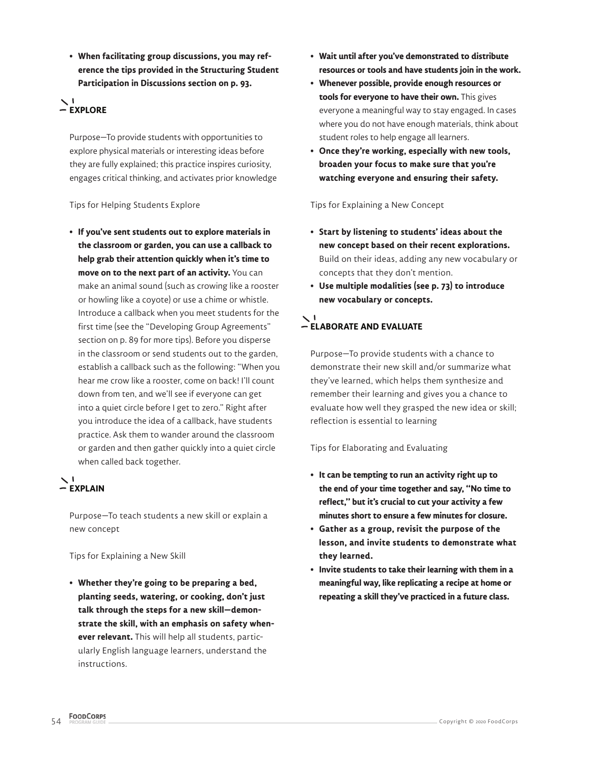- **When facilitating group discussions, you may reference the tips provided in the Structuring Student Participation in Discussions section on p. 93.**

## EXPLORE

Purpose—To provide students with opportunities to explore physical materials or interesting ideas before they are fully explained; this practice inspires curiosity, engages critical thinking, and activates prior knowledge

Tips for Helping Students Explore

- **If you've sent students out to explore materials in the classroom or garden, you can use a callback to help grab their attention quickly when it's time to move on to the next part of an activity.** You can make an animal sound (such as crowing like a rooster or howling like a coyote) or use a chime or whistle. Introduce a callback when you meet students for the first time (see the "Developing Group Agreements" section on p. 89 for more tips). Before you disperse in the classroom or send students out to the garden, establish a callback such as the following: "When you hear me crow like a rooster, come on back! I'll count down from ten, and we'll see if everyone can get into a quiet circle before I get to zero." Right after you introduce the idea of a callback, have students practice. Ask them to wander around the classroom or garden and then gather quickly into a quiet circle when called back together.

## EXPLAIN

Purpose—To teach students a new skill or explain a new concept

Tips for Explaining a New Skill

- **Whether they're going to be preparing a bed, planting seeds, watering, or cooking, don't just talk through the steps for a new skill—demonstrate the skill, with an emphasis on safety whenever relevant.** This will help all students, particularly English language learners, understand the instructions.
- **Wait until after you've demonstrated to distribute resources or tools and have students join in the work.**
- **Whenever possible, provide enough resources or tools for everyone to have their own.** This gives everyone a meaningful way to stay engaged. In cases where you do not have enough materials, think about student roles to help engage all learners.
- **Once they're working, especially with new tools, broaden your focus to make sure that you're watching everyone and ensuring their safety.**

Tips for Explaining a New Concept

- **Start by listening to students' ideas about the new concept based on their recent explorations.** Build on their ideas, adding any new vocabulary or concepts that they don't mention.
- **Use multiple modalities (see p. 73) to introduce new vocabulary or concepts.**

## ELABORATE AND EVALUATE

Purpose—To provide students with a chance to demonstrate their new skill and/or summarize what they've learned, which helps them synthesize and remember their learning and gives you a chance to evaluate how well they grasped the new idea or skill; reflection is essential to learning

Tips for Elaborating and Evaluating

- **It can be tempting to run an activity right up to the end of your time together and say, "No time to reflect," but it's crucial to cut your activity a few minutes short to ensure a few minutes for closure.**
- **Gather as a group, revisit the purpose of the lesson, and invite students to demonstrate what they learned.**
- **Invite students to take their learning with them in a meaningful way, like replicating a recipe at home or repeating a skill they've practiced in a future class.**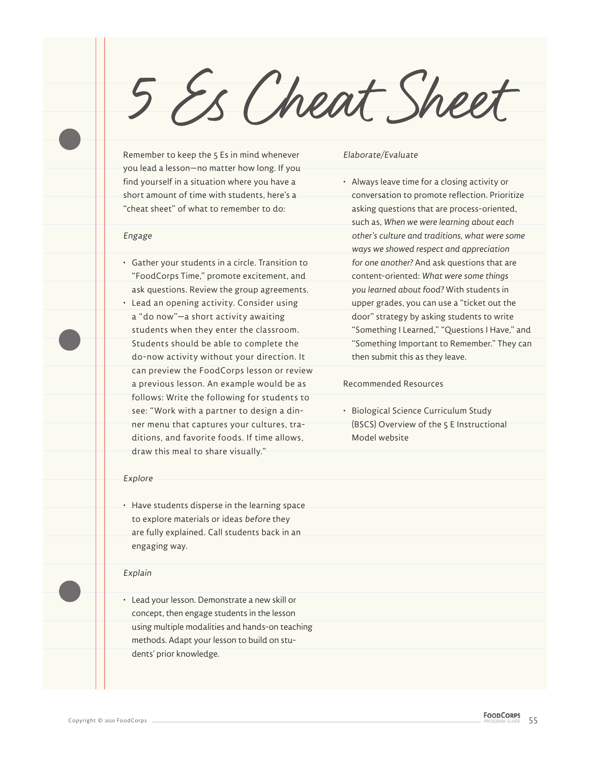# 5 Es Cheat Sheet

Remember to keep the 5 Es in mind whenever you lead a lesson—no matter how long. If you find yourself in a situation where you have a short amount of time with students, here's a "cheat sheet" of what to remember to do:

*Engage*

- Gather your students in a circle. Transition to "FoodCorps Time," promote excitement, and ask questions. Review the group agreements.
- Lead an opening activity. Consider using a "do now"—a short activity awaiting students when they enter the classroom. Students should be able to complete the do-now activity without your direction. It can preview the FoodCorps lesson or review a previous lesson. An example would be as follows: Write the following for students to see: "Work with a partner to design a dinner menu that captures your cultures, traditions, and favorite foods. If time allows, draw this meal to share visually."

*Explore*

- Have students disperse in the learning space to explore materials or ideas *before* they are fully explained. Call students back in an engaging way.

*Explain*

- Lead your lesson. Demonstrate a new skill or concept, then engage students in the lesson using multiple modalities and hands-on teaching methods. Adapt your lesson to build on students' prior knowledge.

*Elaborate/Evaluate*

- Always leave time for a closing activity or conversation to promote reflection. Prioritize asking questions that are process-oriented, such as, *When we were learning about each other's culture and traditions, what were some ways we showed respect and appreciation for one another?* And ask questions that are content-oriented: *What were some things you learned about food?* With students in upper grades, you can use a "ticket out the door" strategy by asking students to write "Something I Learned," "Questions I Have," and "Something Important to Remember." They can then submit this as they leave.

Recommended Resources

- Biological Science Curriculum Study (BSCS) Overview of the 5 E Instructional Model website

Copyright © 2020 FoodCorps